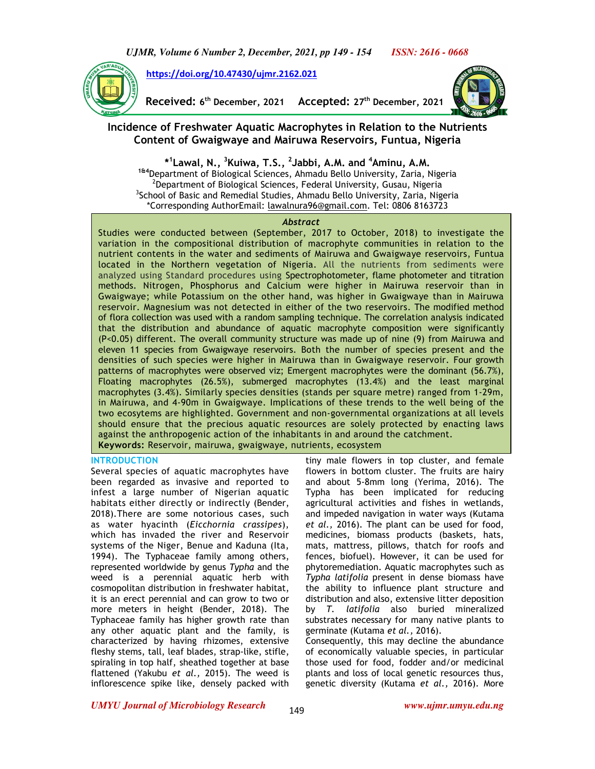https://doi.org/10.47430/ujmr.2162.021

**Received:** 6th December, 2021 **Accepted:** 27th December, 2021

# Incidence of Freshwater Aquatic Macrophytes in Relation to the Nutrients Content of Gwaigwaye and Mairuwa Reservoirs, Funtua, Nigeria

**\*[1]Lawal, N., [3]Kuiwa, T.S., [2]Jabbi, A.M. and [4]Aminu, A.M.**

[1&4]Department of Biological Sciences, Ahmadu Bello University, Zaria, Nigeria
[2]Department of Biological Sciences, Federal University, Gusau, Nigeria
[3]School of Basic and Remedial Studies, Ahmadu Bello University, Zaria, Nigeria
*Corresponding AuthorEmail: lawalnura96@gmail.com. Tel: 0806 8163723

### *Abstract*

Studies were conducted between (September, 2017 to October, 2018) to investigate the variation in the compositional distribution of macrophyte communities in relation to the nutrient contents in the water and sediments of Mairuwa and Gwaigwaye reservoirs, Funtua located in the Northern vegetation of Nigeria. All the nutrients from sediments were analyzed using Standard procedures using Spectrophotometer, flame photometer and titration methods. Nitrogen, Phosphorus and Calcium were higher in Mairuwa reservoir than in Gwaigwaye; while Potassium on the other hand, was higher in Gwaigwaye than in Mairuwa reservoir. Magnesium was not detected in either of the two reservoirs. The modified method of flora collection was used with a random sampling technique. The correlation analysis indicated that the distribution and abundance of aquatic macrophyte composition were significantly ($P<0.05$) different. The overall community structure was made up of nine (9) from Mairuwa and eleven 11 species from Gwaigwaye reservoirs. Both the number of species present and the densities of such species were higher in Mairuwa than in Gwaigwaye reservoir. Four growth patterns of macrophytes were observed viz; Emergent macrophytes were the dominant (56.7%), Floating macrophytes (26.5%), submerged macrophytes (13.4%) and the least marginal macrophytes (3.4%). Similarly species densities (stands per square metre) ranged from 1-29m, in Mairuwa, and 4-90m in Gwaigwaye. Implications of these trends to the well being of the two ecosystems are highlighted. Government and non-governmental organizations at all levels should ensure that the precious aquatic resources are solely protected by enacting laws against the anthropogenic action of the inhabitants in and around the catchment.

**Keywords:** Reservoir, mairuwa, gwaigwaye, nutrients, ecosystem

## INTRODUCTION

Several species of aquatic macrophytes have been regarded as invasive and reported to infest a large number of Nigerian aquatic habitats either directly or indirectly (Bender, 2018).There are some notorious cases, such as water hyacinth (*Eicchornia crassipes*), which has invaded the river and Reservoir systems of the Niger, Benue and Kaduna (Ita, 1994). The Typhaceae family among others, represented worldwide by genus *Typha* and the weed is a perennial aquatic herb with cosmopolitan distribution in freshwater habitat, it is an erect perennial and can grow to two or more meters in height (Bender, 2018). The Typhaceae family has higher growth rate than any other aquatic plant and the family, is characterized by having rhizomes, extensive fleshy stems, tall, leaf blades, strap-like, stifle, spiraling in top half, sheathed together at base flattened (Yakubu *et al.,* 2015). The weed is inflorescence spike like, densely packed with tiny male flowers in top cluster, and female flowers in bottom cluster. The fruits are hairy and about 5-8mm long (Yerima, 2016). The Typha has been implicated for reducing agricultural activities and fishes in wetlands, and impeded navigation in water ways (Kutama *et al.,* 2016). The plant can be used for food, medicines, biomass products (baskets, hats, mats, mattress, pillows, thatch for roofs and fences, biofuel). However, it can be used for phytoremediation. Aquatic macrophytes such as *Typha latifolia* present in dense biomass have the ability to influence plant structure and distribution and also, extensive litter deposition by *T. latifolia* also buried mineralized substrates necessary for many native plants to germinate (Kutama *et al.,* 2016).

Consequently, this may decline the abundance of economically valuable species, in particular those used for food, fodder and/or medicinal plants and loss of local genetic resources thus, genetic diversity (Kutama *et al.,* 2016). More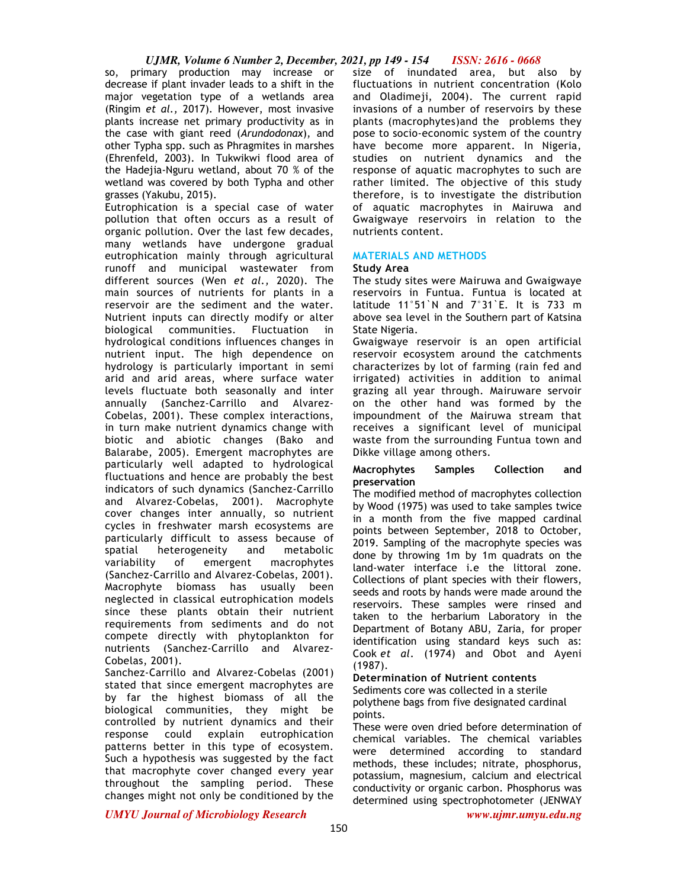so, primary production may increase or decrease if plant invader leads to a shift in the major vegetation type of a wetlands area (Ringim *et al.,* 2017). However, most invasive plants increase net primary productivity as in the case with giant reed (*Arundodonax*), and other Typha spp. such as Phragmites in marshes (Ehrenfeld, 2003). In Tukwikwi flood area of the Hadejia-Nguru wetland, about 70 % of the wetland was covered by both Typha and other grasses (Yakubu, 2015).

Eutrophication is a special case of water pollution that often occurs as a result of organic pollution. Over the last few decades, many wetlands have undergone gradual eutrophication mainly through agricultural runoff and municipal wastewater from different sources (Wen *et al.,* 2020). The main sources of nutrients for plants in a reservoir are the sediment and the water. Nutrient inputs can directly modify or alter biological communities. Fluctuation in hydrological conditions influences changes in nutrient input. The high dependence on hydrology is particularly important in semi arid and arid areas, where surface water levels fluctuate both seasonally and inter annually (Sanchez-Carrillo and Alvarez-Cobelas, 2001). These complex interactions, in turn make nutrient dynamics change with biotic and abiotic changes (Bako and Balarabe, 2005). Emergent macrophytes are particularly well adapted to hydrological fluctuations and hence are probably the best indicators of such dynamics (Sanchez-Carrillo and Alvarez-Cobelas, 2001). Macrophyte cover changes inter annually, so nutrient cycles in freshwater marsh ecosystems are particularly difficult to assess because of spatial heterogeneity and metabolic variability of emergent macrophytes (Sanchez-Carrillo and Alvarez-Cobelas, 2001). Macrophyte biomass has usually been neglected in classical eutrophication models since these plants obtain their nutrient requirements from sediments and do not compete directly with phytoplankton for nutrients (Sanchez-Carrillo and Alvarez-Cobelas, 2001).

Sanchez-Carrillo and Alvarez-Cobelas (2001) stated that since emergent macrophytes are by far the highest biomass of all the biological communities, they might be controlled by nutrient dynamics and their response could explain eutrophication patterns better in this type of ecosystem. Such a hypothesis was suggested by the fact that macrophyte cover changed every year throughout the sampling period. These changes might not only be conditioned by the size of inundated area, but also by fluctuations in nutrient concentration (Kolo and Oladimeji, 2004). The current rapid invasions of a number of reservoirs by these plants (macrophytes)and the problems they pose to socio-economic system of the country have become more apparent. In Nigeria, studies on nutrient dynamics and the response of aquatic macrophytes to such are rather limited. The objective of this study therefore, is to investigate the distribution of aquatic macrophytes in Mairuwa and Gwaigwaye reservoirs in relation to the nutrients content.

## MATERIALS AND METHODS

### Study Area

The study sites were Mairuwa and Gwaigwaye reservoirs in Funtua. Funtua is located at latitude 11°51`N and 7°31`E. It is 733 m above sea level in the Southern part of Katsina State Nigeria.

Gwaigwaye reservoir is an open artificial reservoir ecosystem around the catchments characterizes by lot of farming (rain fed and irrigated) activities in addition to animal grazing all year through. Mairuware servoir on the other hand was formed by the impoundment of the Mairuwa stream that receives a significant level of municipal waste from the surrounding Funtua town and Dikke village among others.

### Macrophytes Samples Collection and preservation

The modified method of macrophytes collection by Wood (1975) was used to take samples twice in a month from the five mapped cardinal points between September, 2018 to October, 2019. Sampling of the macrophyte species was done by throwing 1m by 1m quadrats on the land-water interface i.e the littoral zone. Collections of plant species with their flowers, seeds and roots by hands were made around the reservoirs. These samples were rinsed and taken to the herbarium Laboratory in the Department of Botany ABU, Zaria, for proper identification using standard keys such as: Cook *et al.* (1974) and Obot and Ayeni (1987).

### Determination of Nutrient contents

Sediments core was collected in a sterile polythene bags from five designated cardinal points.

These were oven dried before determination of chemical variables. The chemical variables were determined according to standard methods, these includes; nitrate, phosphorus, potassium, magnesium, calcium and electrical conductivity or organic carbon. Phosphorus was determined using spectrophotometer (JENWAY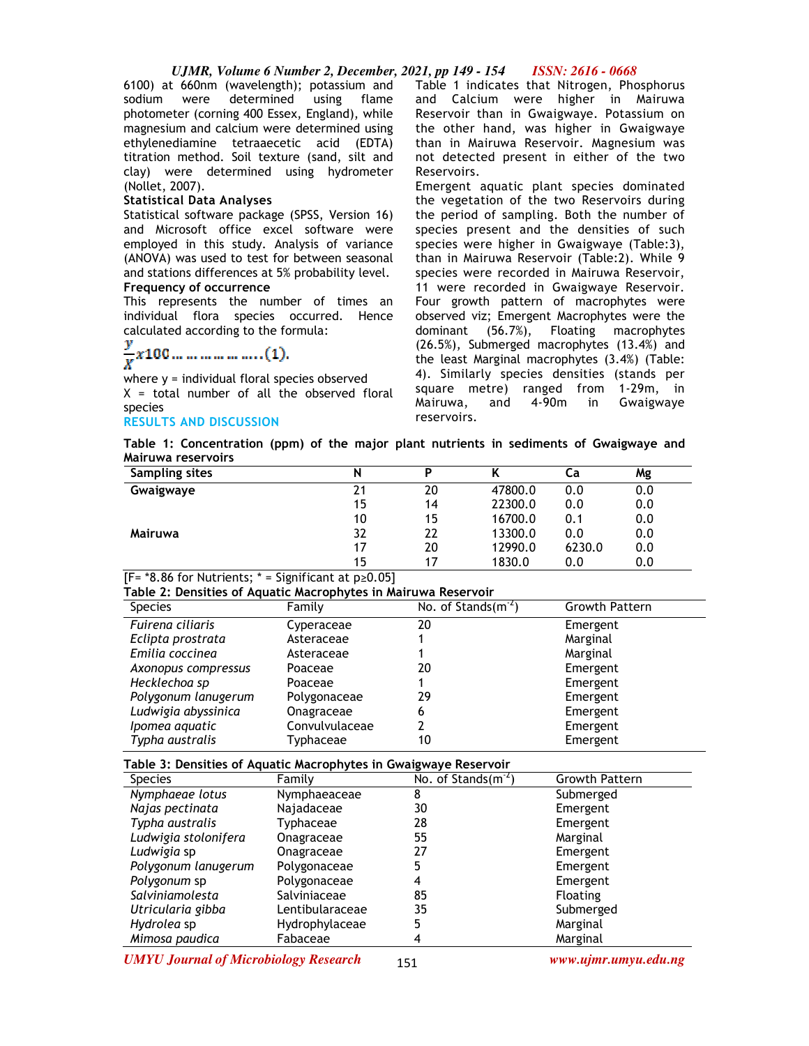6100) at 660nm (wavelength); potassium and sodium were determined using flame photometer (corning 400 Essex, England), while magnesium and calcium were determined using ethylenediamine tetraacetic acid (EDTA) titration method. Soil texture (sand, silt and clay) were determined using hydrometer (Nollet, 2007).

**Statistical Data Analyses**

Statistical software package (SPSS, Version 16) and Microsoft office excel software were employed in this study. Analysis of variance (ANOVA) was used to test for between seasonal and stations differences at 5% probability level.

**Frequency of occurrence**

This represents the number of times an individual flora species occurred. Hence calculated according to the formula:

$$\frac{y}{X}x100 \ldots \ldots \ldots \ldots \ldots (1).$$

where y = individual floral species observed
X = total number of all the observed floral species

## RESULTS AND DISCUSSION

Table 1 indicates that Nitrogen, Phosphorus and Calcium were higher in Mairuwa Reservoir than in Gwaigwaye. Potassium on the other hand, was higher in Gwaigwaye than in Mairuwa Reservoir. Magnesium was not detected present in either of the two Reservoirs.

Emergent aquatic plant species dominated the vegetation of the two Reservoirs during the period of sampling. Both the number of species present and the densities of such species were higher in Gwaigwaye (Table:3), than in Mairuwa Reservoir (Table:2). While 9 species were recorded in Mairuwa Reservoir, 11 were recorded in Gwaigwaye Reservoir. Four growth pattern of macrophytes were observed viz; Emergent Macrophytes were the dominant (56.7%), Floating macrophytes (26.5%), Submerged macrophytes (13.4%) and the least Marginal macrophytes (3.4%) (Table: 4). Similarly species densities (stands per square metre) ranged from 1-29m, in Mairuwa, and 4-90m in Gwaigwaye reservoirs.

**Table 1: Concentration (ppm) of the major plant nutrients in sediments of Gwaigwaye and Mairuwa reservoirs**

| Sampling sites | N | P | K | Ca | Mg |
|---|---|---|---|---|---|
| Gwaigwaye | 21 | 20 | 47800.0 | 0.0 | 0.0 |
| | 15 | 14 | 22300.0 | 0.0 | 0.0 |
| | 10 | 15 | 16700.0 | 0.1 | 0.0 |
| Mairuwa | 32 | 22 | 13300.0 | 0.0 | 0.0 |
| | 17 | 20 | 12990.0 | 6230.0 | 0.0 |
| | 15 | 17 | 1830.0 | 0.0 | 0.0 |

[F= *8.86 for Nutrients; * = Significant at $p \geq 0.05$]

**Table 2: Densities of Aquatic Macrophytes in Mairuwa Reservoir**

| Species | Family | No. of Stands($m^{-2}$) | Growth Pattern |
|---|---|---|---|
| *Fuirena ciliaris* | Cyperaceae | 20 | Emergent |
| *Eclipta prostrata* | Asteraceae | 1 | Marginal |
| *Emilia coccinea* | Asteraceae | 1 | Marginal |
| *Axonopus compressus* | Poaceae | 20 | Emergent |
| *Hecklechoa sp* | Poaceae | 1 | Emergent |
| *Polygonum lanugerum* | Polygonaceae | 29 | Emergent |
| *Ludwigia abyssinica* | Onagraceae | 6 | Emergent |
| *Ipomea aquatic* | Convulvulaceae | 2 | Emergent |
| *Typha australis* | Typhaceae | 10 | Emergent |

**Table 3: Densities of Aquatic Macrophytes in Gwaigwaye Reservoir**

| Species | Family | No. of Stands($m^{-2}$) | Growth Pattern |
|---|---|---|---|
| *Nymphaeae lotus* | Nymphaeaceae | 8 | Submerged |
| *Najas pectinata* | Najadaceae | 30 | Emergent |
| *Typha australis* | Typhaceae | 28 | Emergent |
| *Ludwigia stolonifera* | Onagraceae | 55 | Marginal |
| *Ludwigia* sp | Onagraceae | 27 | Emergent |
| *Polygonum lanugerum* | Polygonaceae | 5 | Emergent |
| *Polygonum* sp | Polygonaceae | 4 | Emergent |
| *Salviniamolesta* | Salviniaceae | 85 | Floating |
| *Utricularia gibba* | Lentibulaceae | 35 | Submerged |
| *Hydrolea* sp | Hydrophylaceae | 5 | Marginal |
| *Mimosa paudica* | Fabaceae | 4 | Marginal |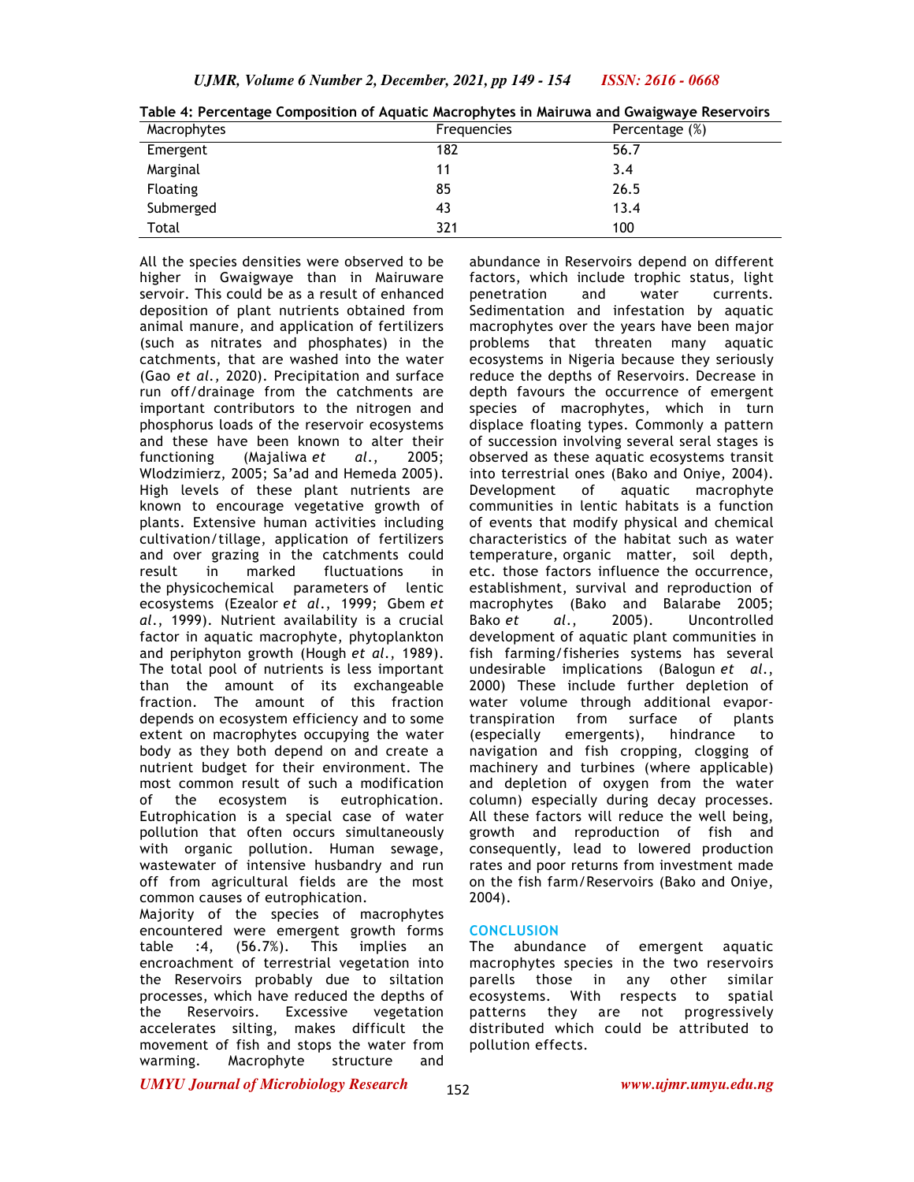**Table 4: Percentage Composition of Aquatic Macrophytes in Mairuwa and Gwaigwaye Reservoirs**

| Macrophytes | Frequencies | Percentage (%) |
|---|---|---|
| Emergent | 182 | 56.7 |
| Marginal | 11 | 3.4 |
| Floating | 85 | 26.5 |
| Submerged | 43 | 13.4 |
| Total | 321 | 100 |

All the species densities were observed to be higher in Gwaigwaye than in Mairuware servoir. This could be as a result of enhanced deposition of plant nutrients obtained from animal manure, and application of fertilizers (such as nitrates and phosphates) in the catchments, that are washed into the water (Gao *et al.*, 2020). Precipitation and surface run off/drainage from the catchments are important contributors to the nitrogen and phosphorus loads of the reservoir ecosystems and these have been known to alter their functioning (Majaliwa *et al*., 2005; Wlodzimierz, 2005; Sa'ad and Hemeda 2005). High levels of these plant nutrients are known to encourage vegetative growth of plants. Extensive human activities including cultivation/tillage, application of fertilizers and over grazing in the catchments could result in marked fluctuations in the physicochemical parameters of lentic ecosystems (Ezealor *et al*., 1999; Gbem *et al*., 1999). Nutrient availability is a crucial factor in aquatic macrophyte, phytoplankton and periphyton growth (Hough *et al*., 1989). The total pool of nutrients is less important than the amount of its exchangeable fraction. The amount of this fraction depends on ecosystem efficiency and to some extent on macrophytes occupying the water body as they both depend on and create a nutrient budget for their environment. The most common result of such a modification of the ecosystem is eutrophication. Eutrophication is a special case of water pollution that often occurs simultaneously with organic pollution. Human sewage, wastewater of intensive husbandry and run off from agricultural fields are the most common causes of eutrophication.

Majority of the species of macrophytes encountered were emergent growth forms table :4, (56.7%). This implies an encroachment of terrestrial vegetation into the Reservoirs probably due to siltation processes, which have reduced the depths of the Reservoirs. Excessive vegetation accelerates silting, makes difficult the movement of fish and stops the water from warming. Macrophyte structure and abundance in Reservoirs depend on different factors, which include trophic status, light penetration and water currents. Sedimentation and infestation by aquatic macrophytes over the years have been major problems that threaten many aquatic ecosystems in Nigeria because they seriously reduce the depths of Reservoirs. Decrease in depth favours the occurrence of emergent species of macrophytes, which in turn displace floating types. Commonly a pattern of succession involving several seral stages is observed as these aquatic ecosystems transit into terrestrial ones (Bako and Oniye, 2004). Development of aquatic macrophyte communities in lentic habitats is a function of events that modify physical and chemical characteristics of the habitat such as water temperature, organic matter, soil depth, etc. those factors influence the occurrence, establishment, survival and reproduction of macrophytes (Bako and Balarabe 2005; Bako *et al.,* 2005). Uncontrolled development of aquatic plant communities in fish farming/fisheries systems has several undesirable implications (Balogun *et al*., 2000) These include further depletion of water volume through additional evapor-transpiration from surface of plants (especially emergents), hindrance to navigation and fish cropping, clogging of machinery and turbines (where applicable) and depletion of oxygen from the water column) especially during decay processes. All these factors will reduce the well being, growth and reproduction of fish and consequently, lead to lowered production rates and poor returns from investment made on the fish farm/Reservoirs (Bako and Oniye, 2004).

## CONCLUSION

The abundance of emergent aquatic macrophytes species in the two reservoirs parells those in any other similar ecosystems. With respects to spatial patterns they are not progressively distributed which could be attributed to pollution effects.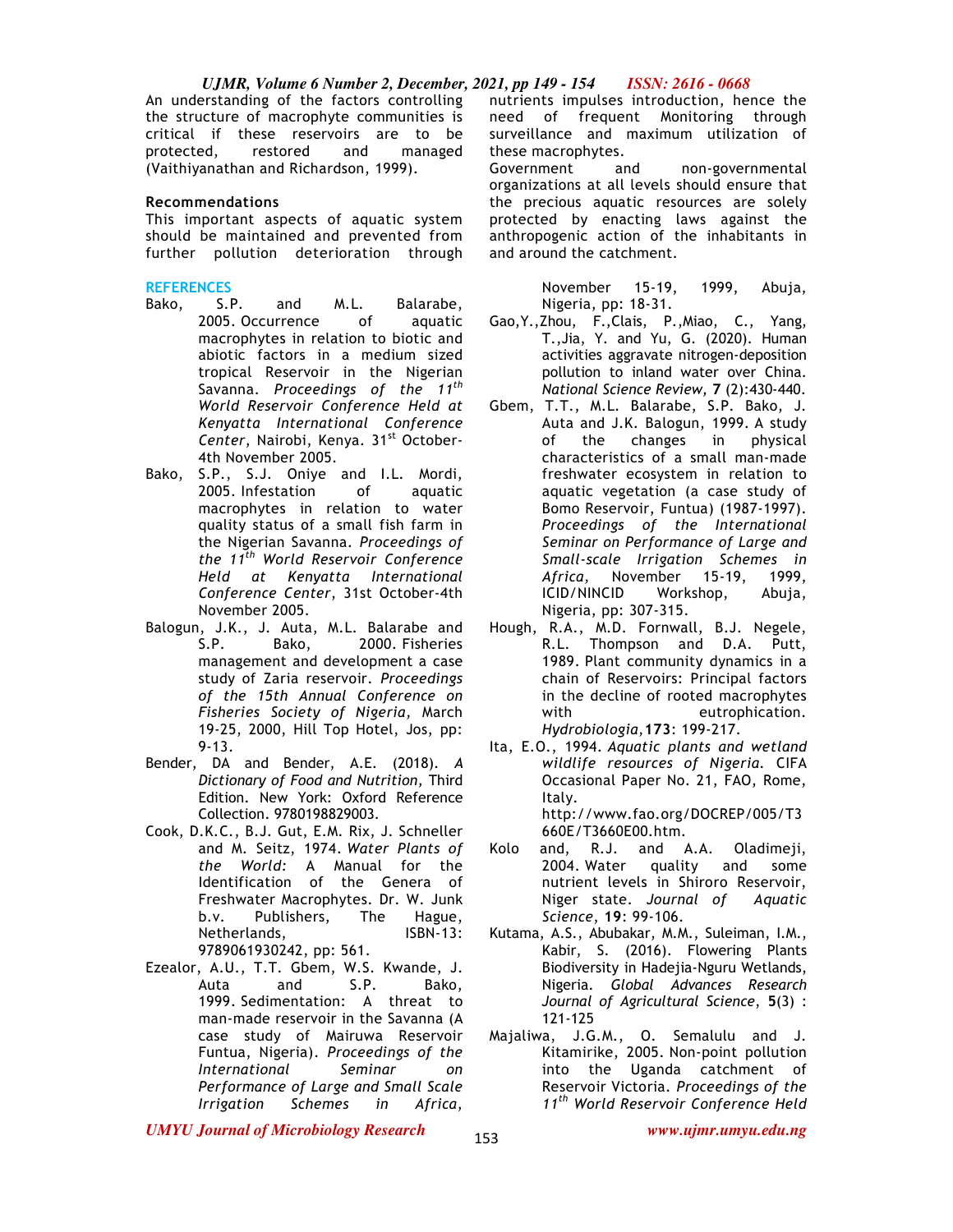An understanding of the factors controlling the structure of macrophyte communities is critical if these reservoirs are to be protected, restored and managed (Vaithiyanathan and Richardson, 1999).

## Recommendations

This important aspects of aquatic system should be maintained and prevented from further pollution deterioration through nutrients impulses introduction, hence the need of frequent Monitoring through surveillance and maximum utilization of these macrophytes.

Government and non-governmental organizations at all levels should ensure that the precious aquatic resources are solely protected by enacting laws against the anthropogenic action of the inhabitants in and around the catchment.

## REFERENCES

Bako, S.P. and M.L. Balarabe, 2005. Occurrence of aquatic macrophytes in relation to biotic and abiotic factors in a medium sized tropical Reservoir in the Nigerian Savanna. *Proceedings of the 11th World Reservoir Conference Held at Kenyatta International Conference Center*, Nairobi, Kenya. 31st October-4th November 2005.

Bako, S.P., S.J. Oniye and I.L. Mordi, 2005. Infestation of aquatic macrophytes in relation to water quality status of a small fish farm in the Nigerian Savanna. *Proceedings of the 11th World Reservoir Conference Held at Kenyatta International Conference Center*, 31st October-4th November 2005.

Balogun, J.K., J. Auta, M.L. Balarabe and S.P. Bako, 2000. Fisheries management and development a case study of Zaria reservoir. *Proceedings of the 15th Annual Conference on Fisheries Society of Nigeria,* March 19-25, 2000, Hill Top Hotel, Jos, pp: 9-13.

Bender, DA and Bender, A.E. (2018). *A Dictionary of Food and Nutrition,* Third Edition. New York: Oxford Reference Collection. 9780198829003.

Cook, D.K.C., B.J. Gut, E.M. Rix, J. Schneller and M. Seitz, 1974. *Water Plants of the World:* A Manual for the Identification of the Genera of Freshwater Macrophytes. Dr. W. Junk b.v. Publishers, The Hague, Netherlands, ISBN-13: 9789061930242, pp: 561.

Ezealor, A.U., T.T. Gbem, W.S. Kwande, J. Auta and S.P. Bako, 1999. Sedimentation: A threat to man-made reservoir in the Savanna (A case study of Mairuwa Reservoir Funtua, Nigeria). *Proceedings of the International Seminar on Performance of Large and Small Scale Irrigation Schemes in Africa,* November 15-19, 1999, Abuja, Nigeria, pp: 18-31.

Gao,Y.,Zhou, F.,Clais, P.,Miao, C., Yang, T.,Jia, Y. and Yu, G. (2020). Human activities aggravate nitrogen-deposition pollution to inland water over China. *National Science Review,* **7** (2):430-440.

Gbem, T.T., M.L. Balarabe, S.P. Bako, J. Auta and J.K. Balogun, 1999. A study of the changes in physical characteristics of a small man-made freshwater ecosystem in relation to aquatic vegetation (a case study of Bomo Reservoir, Funtua) (1987-1997). *Proceedings of the International Seminar on Performance of Large and Small-scale Irrigation Schemes in Africa,* November 15-19, 1999, ICID/NINCID Workshop, Abuja, Nigeria, pp: 307-315.

Hough, R.A., M.D. Fornwall, B.J. Negele, R.L. Thompson and D.A. Putt, 1989. Plant community dynamics in a chain of Reservoirs: Principal factors in the decline of rooted macrophytes with eutrophication. *Hydrobiologia,***173**: 199-217.

Ita, E.O., 1994. *Aquatic plants and wetland wildlife resources of Nigeria.* CIFA Occasional Paper No. 21, FAO, Rome, Italy. http://www.fao.org/DOCREP/005/T3660E/T3660E00.htm.

Kolo and, R.J. and A.A. Oladimeji, 2004. Water quality and some nutrient levels in Shiroro Reservoir, Niger state. *Journal of Aquatic Science*, **19**: 99-106.

Kutama, A.S., Abubakar, M.M., Suleiman, I.M., Kabir, S. (2016). Flowering Plants Biodiversity in Hadejia-Nguru Wetlands, Nigeria. *Global Advances Research Journal of Agricultural Science*, **5**(3) : 121-125

Majaliwa, J.G.M., O. Semalulu and J. Kitamirike, 2005. Non-point pollution into the Uganda catchment of Reservoir Victoria. *Proceedings of the 11th World Reservoir Conference Held*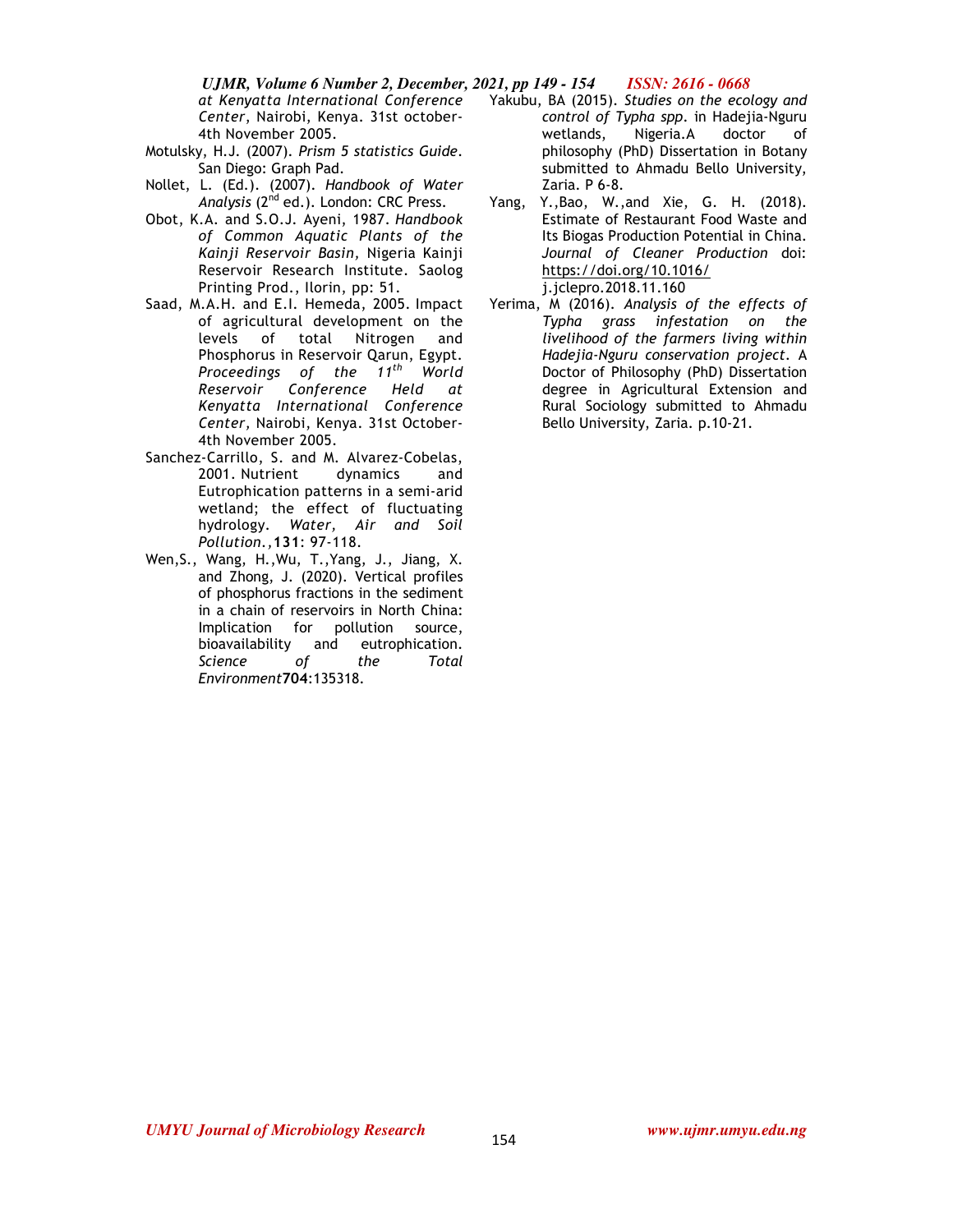*at Kenyatta International Conference Center*, Nairobi, Kenya. 31st october-4th November 2005.

Motulsky, H.J. (2007). *Prism 5 statistics Guide*. San Diego: Graph Pad.

Nollet, L. (Ed.). (2007). *Handbook of Water Analysis* (2nd ed.). London: CRC Press.

Obot, K.A. and S.O.J. Ayeni, 1987. *Handbook of Common Aquatic Plants of the Kainji Reservoir Basin,* Nigeria Kainji Reservoir Research Institute. Saolog Printing Prod., Ilorin, pp: 51.

Saad, M.A.H. and E.I. Hemeda, 2005. Impact of agricultural development on the levels of total Nitrogen and Phosphorus in Reservoir Qarun, Egypt. *Proceedings of the 11th World Reservoir Conference Held at Kenyatta International Conference Center,* Nairobi, Kenya. 31st October-4th November 2005.

Sanchez-Carrillo, S. and M. Alvarez-Cobelas, 2001. Nutrient dynamics and Eutrophication patterns in a semi-arid wetland; the effect of fluctuating hydrology. *Water, Air and Soil Pollution.,* **131**: 97-118.

Wen,S., Wang, H.,Wu, T.,Yang, J., Jiang, X. and Zhong, J. (2020). Vertical profiles of phosphorus fractions in the sediment in a chain of reservoirs in North China: Implication for pollution source, bioavailability and eutrophication. *Science of the Total Environment* **704**:135318.

Yakubu, BA (2015). *Studies on the ecology and control of Typha spp.* in Hadejia-Nguru wetlands, Nigeria.A doctor of philosophy (PhD) Dissertation in Botany submitted to Ahmadu Bello University, Zaria. P 6-8.

Yang, Y.,Bao, W.,and Xie, G. H. (2018). Estimate of Restaurant Food Waste and Its Biogas Production Potential in China. *Journal of Cleaner Production* doi: https://doi.org/10.1016/j.jclepro.2018.11.160

Yerima, M (2016). *Analysis of the effects of Typha grass infestation on the livelihood of the farmers living within Hadejia-Nguru conservation project*. A Doctor of Philosophy (PhD) Dissertation degree in Agricultural Extension and Rural Sociology submitted to Ahmadu Bello University, Zaria. p.10-21.